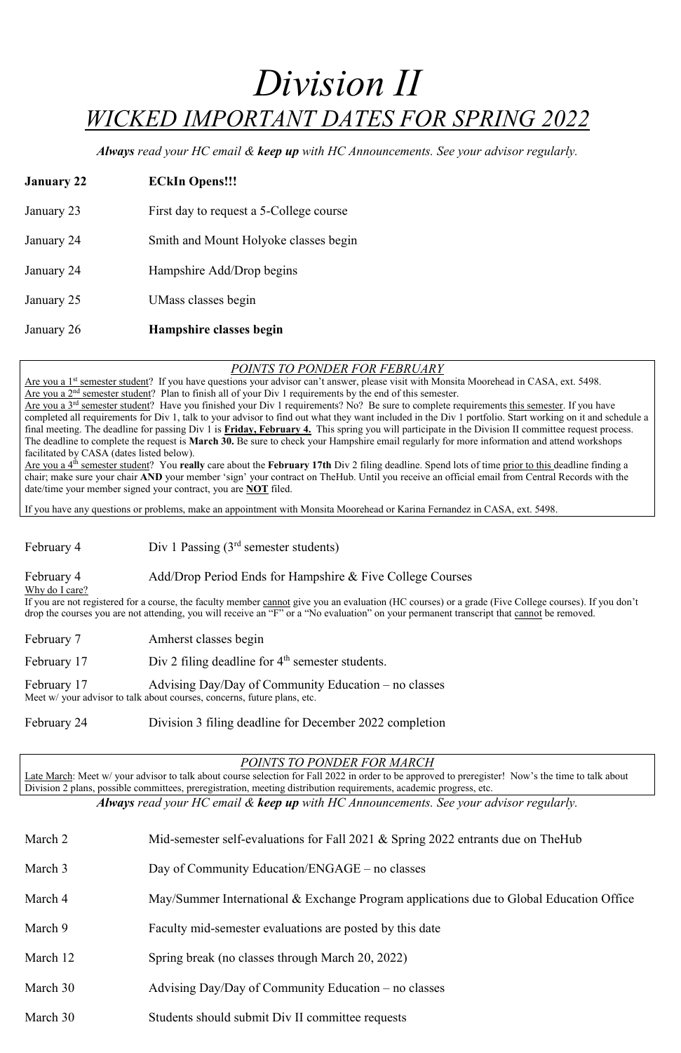# *Division II*

## *WICKED IMPORTANT DATES FOR SPRING 2022*

***Always** read your HC email & **keep up** with HC Announcements. See your advisor regularly.*

| | |
|---|---|
| **January 22** | **ECkIn Opens!!!** |
| January 23 | First day to request a 5-College course |
| January 24 | Smith and Mount Holyoke classes begin |
| January 24 | Hampshire Add/Drop begins |
| January 25 | UMass classes begin |
| January 26 | **Hampshire classes begin** |

### *POINTS TO PONDER FOR FEBRUARY*

Are you a 1st semester student? If you have questions your advisor can't answer, please visit with Monsita Moorehead in CASA, ext. 5498.
Are you a 2nd semester student? Plan to finish all of your Div 1 requirements by the end of this semester.
Are you a 3rd semester student? Have you finished your Div 1 requirements? No? Be sure to complete requirements this semester. If you have completed all requirements for Div 1, talk to your advisor to find out what they want included in the Div 1 portfolio. Start working on it and schedule a final meeting. The deadline for passing Div 1 is **Friday, February 4.** This spring you will participate in the Division II committee request process. The deadline to complete the request is **March 30.** Be sure to check your Hampshire email regularly for more information and attend workshops facilitated by CASA (dates listed below).
Are you a 4th semester student? You **really** care about the **February 17th** Div 2 filing deadline. Spend lots of time prior to this deadline finding a chair; make sure your chair **AND** your member 'sign' your contract on TheHub. Until you receive an official email from Central Records with the date/time your member signed your contract, you are **NOT** filed.

If you have any questions or problems, make an appointment with Monsita Moorehead or Karina Fernandez in CASA, ext. 5498.

| | |
|---|---|
| February 4 | Div 1 Passing (3rd semester students) |
| February 4 | Add/Drop Period Ends for Hampshire & Five College Courses |

Why do I care?
If you are not registered for a course, the faculty member cannot give you an evaluation (HC courses) or a grade (Five College courses). If you don't drop the courses you are not attending, you will receive an "F" or a "No evaluation" on your permanent transcript that cannot be removed.

| | |
|---|---|
| February 7 | Amherst classes begin |
| February 17 | Div 2 filing deadline for 4th semester students. |
| February 17 | Advising Day/Day of Community Education – no classes |

Meet w/ your advisor to talk about courses, concerns, future plans, etc.

| | |
|---|---|
| February 24 | Division 3 filing deadline for December 2022 completion |

### *POINTS TO PONDER FOR MARCH*

Late March: Meet w/ your advisor to talk about course selection for Fall 2022 in order to be approved to preregister! Now's the time to talk about Division 2 plans, possible committees, preregistration, meeting distribution requirements, academic progress, etc.

***Always** read your HC email & **keep up** with HC Announcements. See your advisor regularly.*

| | |
|---|---|
| March 2 | Mid-semester self-evaluations for Fall 2021 & Spring 2022 entrants due on TheHub |
| March 3 | Day of Community Education/ENGAGE – no classes |
| March 4 | May/Summer International & Exchange Program applications due to Global Education Office |
| March 9 | Faculty mid-semester evaluations are posted by this date |
| March 12 | Spring break (no classes through March 20, 2022) |
| March 30 | Advising Day/Day of Community Education – no classes |
| March 30 | Students should submit Div II committee requests |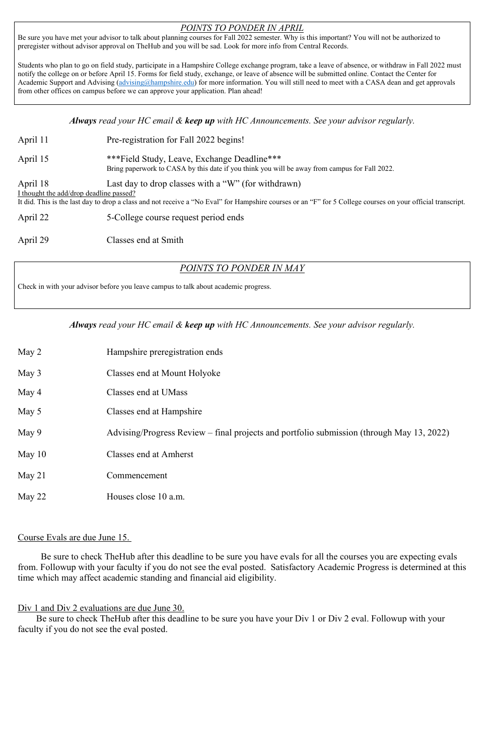## *POINTS TO PONDER IN APRIL*

Be sure you have met your advisor to talk about planning courses for Fall 2022 semester. Why is this important? You will not be authorized to preregister without advisor approval on TheHub and you will be sad. Look for more info from Central Records.

Students who plan to go on field study, participate in a Hampshire College exchange program, take a leave of absence, or withdraw in Fall 2022 must notify the college on or before April 15. Forms for field study, exchange, or leave of absence will be submitted online. Contact the Center for Academic Support and Advising (advising@hampshire.edu) for more information. You will still need to meet with a CASA dean and get approvals from other offices on campus before we can approve your application. Plan ahead!

***Always*** *read your HC email &* ***keep up*** *with HC Announcements. See your advisor regularly.*

| | |
|---|---|
| April 11 | Pre-registration for Fall 2022 begins! |
| April 15 | \*\*\*Field Study, Leave, Exchange Deadline\*\*\*<br>Bring paperwork to CASA by this date if you think you will be away from campus for Fall 2022. |
| April 18 | Last day to drop classes with a "W" (for withdrawn) |

I thought the add/drop deadline passed?
It did. This is the last day to drop a class and not receive a "No Eval" for Hampshire courses or an "F" for 5 College courses on your official transcript.

| | |
|---|---|
| April 22 | 5-College course request period ends |
| April 29 | Classes end at Smith |

## *POINTS TO PONDER IN MAY*

Check in with your advisor before you leave campus to talk about academic progress.

***Always*** *read your HC email &* ***keep up*** *with HC Announcements. See your advisor regularly.*

| | |
|---|---|
| May 2 | Hampshire preregistration ends |
| May 3 | Classes end at Mount Holyoke |
| May 4 | Classes end at UMass |
| May 5 | Classes end at Hampshire |
| May 9 | Advising/Progress Review – final projects and portfolio submission (through May 13, 2022) |
| May 10 | Classes end at Amherst |
| May 21 | Commencement |
| May 22 | Houses close 10 a.m. |

Course Evals are due June 15.

Be sure to check TheHub after this deadline to be sure you have evals for all the courses you are expecting evals from. Followup with your faculty if you do not see the eval posted. Satisfactory Academic Progress is determined at this time which may affect academic standing and financial aid eligibility.

Div 1 and Div 2 evaluations are due June 30.

Be sure to check TheHub after this deadline to be sure you have your Div 1 or Div 2 eval. Followup with your faculty if you do not see the eval posted.